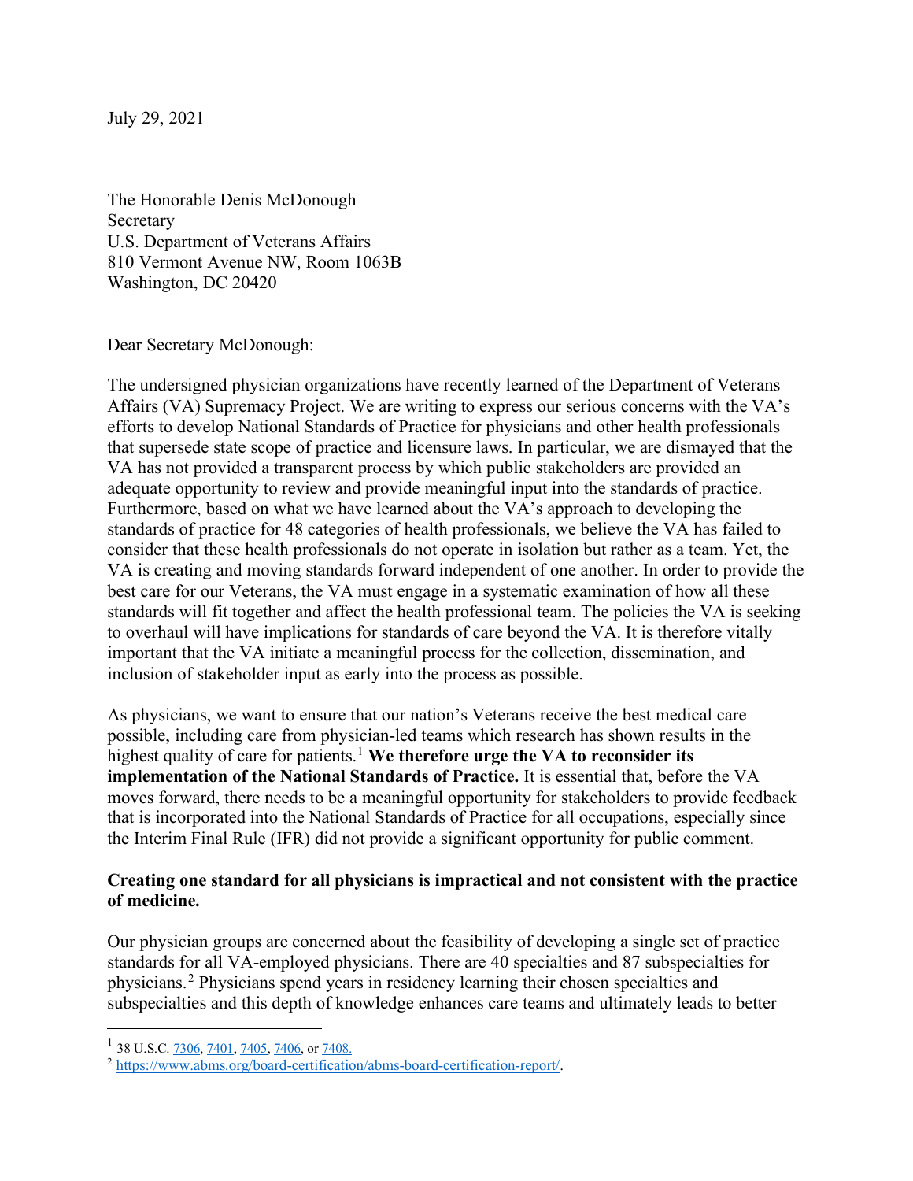July 29, 2021

The Honorable Denis McDonough
Secretary
U.S. Department of Veterans Affairs
810 Vermont Avenue NW, Room 1063B
Washington, DC 20420

Dear Secretary McDonough:

The undersigned physician organizations have recently learned of the Department of Veterans Affairs (VA) Supremacy Project. We are writing to express our serious concerns with the VA's efforts to develop National Standards of Practice for physicians and other health professionals that supersede state scope of practice and licensure laws. In particular, we are dismayed that the VA has not provided a transparent process by which public stakeholders are provided an adequate opportunity to review and provide meaningful input into the standards of practice. Furthermore, based on what we have learned about the VA's approach to developing the standards of practice for 48 categories of health professionals, we believe the VA has failed to consider that these health professionals do not operate in isolation but rather as a team. Yet, the VA is creating and moving standards forward independent of one another. In order to provide the best care for our Veterans, the VA must engage in a systematic examination of how all these standards will fit together and affect the health professional team. The policies the VA is seeking to overhaul will have implications for standards of care beyond the VA. It is therefore vitally important that the VA initiate a meaningful process for the collection, dissemination, and inclusion of stakeholder input as early into the process as possible.

As physicians, we want to ensure that our nation's Veterans receive the best medical care possible, including care from physician-led teams which research has shown results in the highest quality of care for patients.[1] **We therefore urge the VA to reconsider its implementation of the National Standards of Practice.** It is essential that, before the VA moves forward, there needs to be a meaningful opportunity for stakeholders to provide feedback that is incorporated into the National Standards of Practice for all occupations, especially since the Interim Final Rule (IFR) did not provide a significant opportunity for public comment.

**Creating one standard for all physicians is impractical and not consistent with the practice of medicine.**

Our physician groups are concerned about the feasibility of developing a single set of practice standards for all VA-employed physicians. There are 40 specialties and 87 subspecialties for physicians.[2] Physicians spend years in residency learning their chosen specialties and subspecialties and this depth of knowledge enhances care teams and ultimately leads to better

---

[1] 38 U.S.C. 7306, 7401, 7405, 7406, or 7408.

[2] https://www.abms.org/board-certification/abms-board-certification-report/.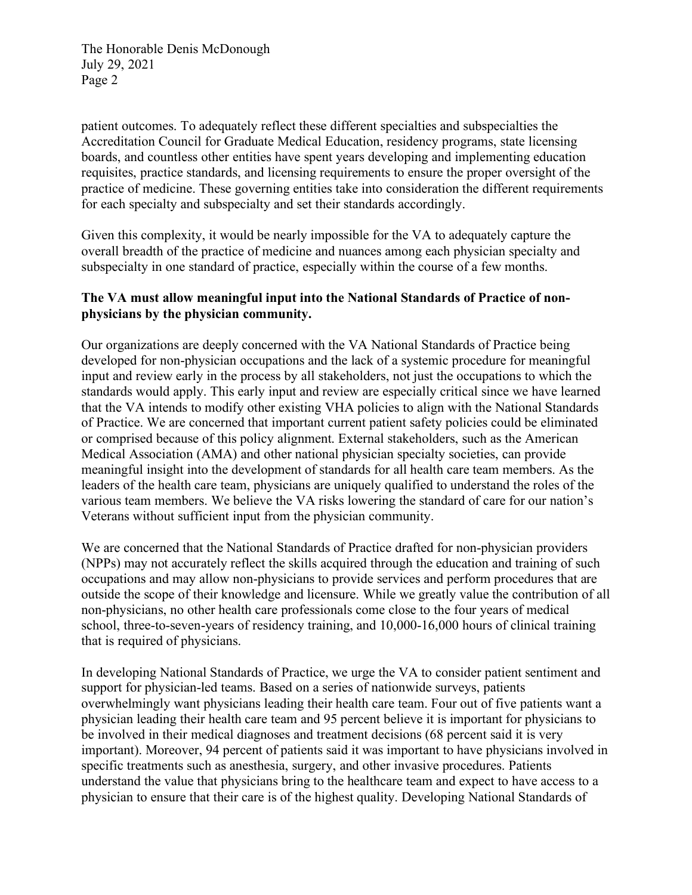patient outcomes. To adequately reflect these different specialties and subspecialties the Accreditation Council for Graduate Medical Education, residency programs, state licensing boards, and countless other entities have spent years developing and implementing education requisites, practice standards, and licensing requirements to ensure the proper oversight of the practice of medicine. These governing entities take into consideration the different requirements for each specialty and subspecialty and set their standards accordingly.

Given this complexity, it would be nearly impossible for the VA to adequately capture the overall breadth of the practice of medicine and nuances among each physician specialty and subspecialty in one standard of practice, especially within the course of a few months.

**The VA must allow meaningful input into the National Standards of Practice of non-physicians by the physician community.**

Our organizations are deeply concerned with the VA National Standards of Practice being developed for non-physician occupations and the lack of a systemic procedure for meaningful input and review early in the process by all stakeholders, not just the occupations to which the standards would apply. This early input and review are especially critical since we have learned that the VA intends to modify other existing VHA policies to align with the National Standards of Practice. We are concerned that important current patient safety policies could be eliminated or comprised because of this policy alignment. External stakeholders, such as the American Medical Association (AMA) and other national physician specialty societies, can provide meaningful insight into the development of standards for all health care team members. As the leaders of the health care team, physicians are uniquely qualified to understand the roles of the various team members. We believe the VA risks lowering the standard of care for our nation's Veterans without sufficient input from the physician community.

We are concerned that the National Standards of Practice drafted for non-physician providers (NPPs) may not accurately reflect the skills acquired through the education and training of such occupations and may allow non-physicians to provide services and perform procedures that are outside the scope of their knowledge and licensure. While we greatly value the contribution of all non-physicians, no other health care professionals come close to the four years of medical school, three-to-seven-years of residency training, and 10,000-16,000 hours of clinical training that is required of physicians.

In developing National Standards of Practice, we urge the VA to consider patient sentiment and support for physician-led teams. Based on a series of nationwide surveys, patients overwhelmingly want physicians leading their health care team. Four out of five patients want a physician leading their health care team and 95 percent believe it is important for physicians to be involved in their medical diagnoses and treatment decisions (68 percent said it is very important). Moreover, 94 percent of patients said it was important to have physicians involved in specific treatments such as anesthesia, surgery, and other invasive procedures. Patients understand the value that physicians bring to the healthcare team and expect to have access to a physician to ensure that their care is of the highest quality. Developing National Standards of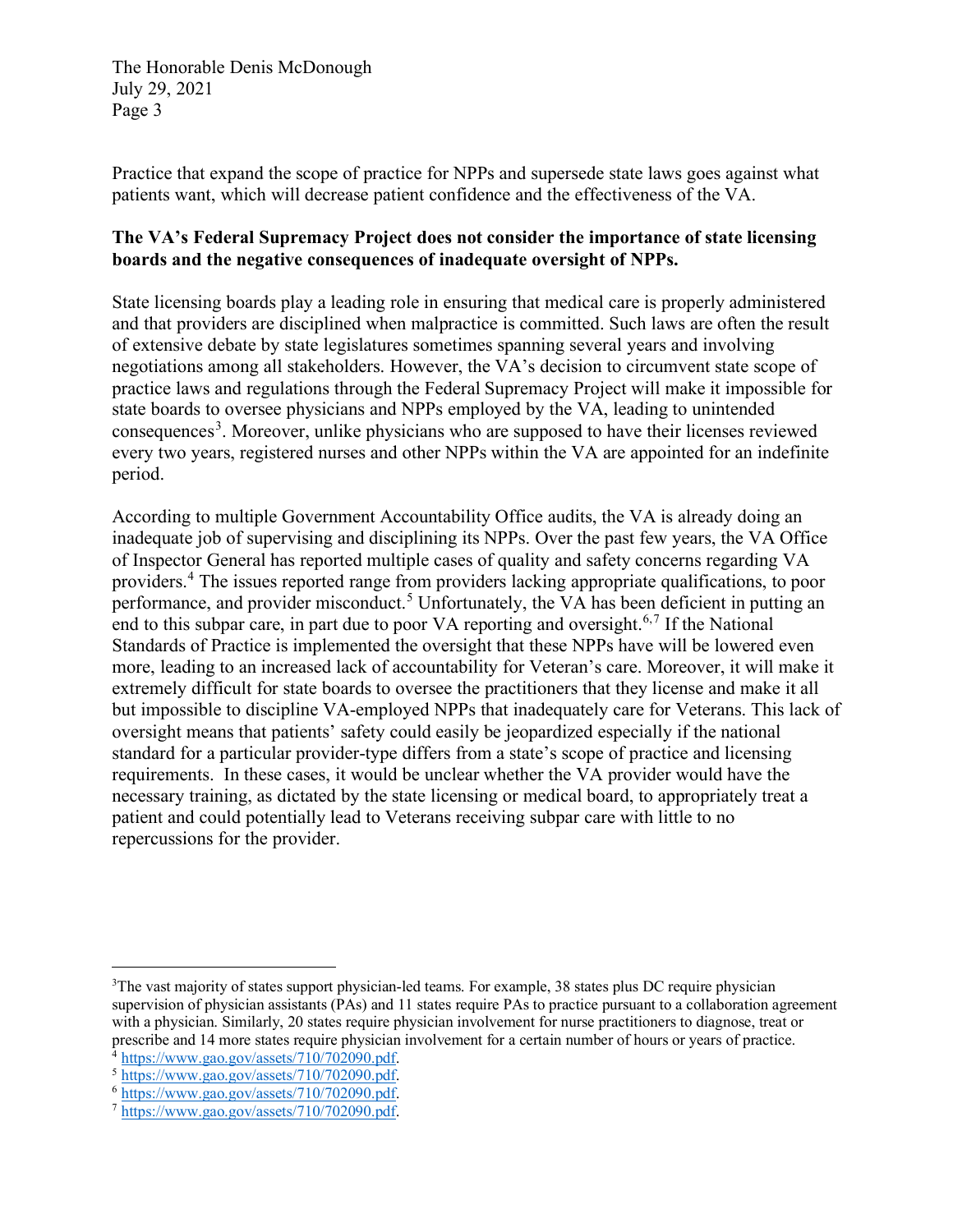Practice that expand the scope of practice for NPPs and supersede state laws goes against what patients want, which will decrease patient confidence and the effectiveness of the VA.

**The VA's Federal Supremacy Project does not consider the importance of state licensing boards and the negative consequences of inadequate oversight of NPPs.**

State licensing boards play a leading role in ensuring that medical care is properly administered and that providers are disciplined when malpractice is committed. Such laws are often the result of extensive debate by state legislatures sometimes spanning several years and involving negotiations among all stakeholders. However, the VA's decision to circumvent state scope of practice laws and regulations through the Federal Supremacy Project will make it impossible for state boards to oversee physicians and NPPs employed by the VA, leading to unintended consequences[3]. Moreover, unlike physicians who are supposed to have their licenses reviewed every two years, registered nurses and other NPPs within the VA are appointed for an indefinite period.

According to multiple Government Accountability Office audits, the VA is already doing an inadequate job of supervising and disciplining its NPPs. Over the past few years, the VA Office of Inspector General has reported multiple cases of quality and safety concerns regarding VA providers.[4] The issues reported range from providers lacking appropriate qualifications, to poor performance, and provider misconduct.[5] Unfortunately, the VA has been deficient in putting an end to this subpar care, in part due to poor VA reporting and oversight.[6,7] If the National Standards of Practice is implemented the oversight that these NPPs have will be lowered even more, leading to an increased lack of accountability for Veteran's care. Moreover, it will make it extremely difficult for state boards to oversee the practitioners that they license and make it all but impossible to discipline VA-employed NPPs that inadequately care for Veterans. This lack of oversight means that patients' safety could easily be jeopardized especially if the national standard for a particular provider-type differs from a state's scope of practice and licensing requirements. In these cases, it would be unclear whether the VA provider would have the necessary training, as dictated by the state licensing or medical board, to appropriately treat a patient and could potentially lead to Veterans receiving subpar care with little to no repercussions for the provider.

---

[3] The vast majority of states support physician-led teams. For example, 38 states plus DC require physician supervision of physician assistants (PAs) and 11 states require PAs to practice pursuant to a collaboration agreement with a physician. Similarly, 20 states require physician involvement for nurse practitioners to diagnose, treat or prescribe and 14 more states require physician involvement for a certain number of hours or years of practice.

[4] https://www.gao.gov/assets/710/702090.pdf.

[5] https://www.gao.gov/assets/710/702090.pdf.

[6] https://www.gao.gov/assets/710/702090.pdf.

[7] https://www.gao.gov/assets/710/702090.pdf.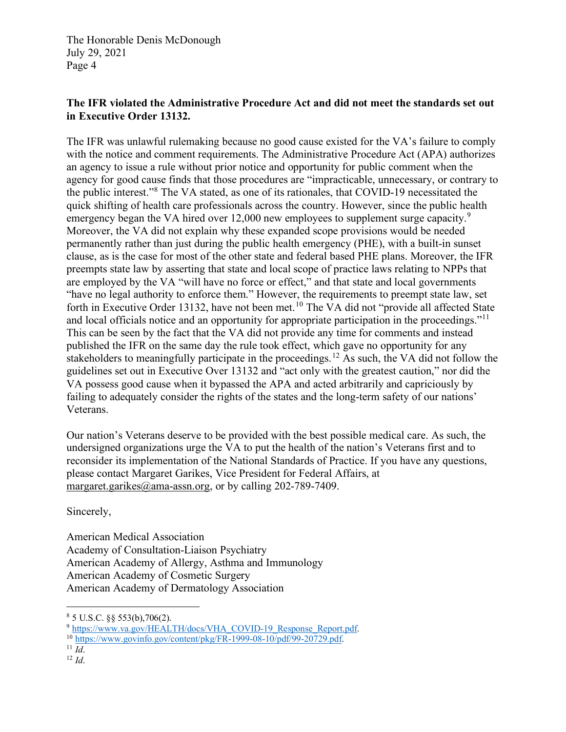**The IFR violated the Administrative Procedure Act and did not meet the standards set out in Executive Order 13132.**

The IFR was unlawful rulemaking because no good cause existed for the VA's failure to comply with the notice and comment requirements. The Administrative Procedure Act (APA) authorizes an agency to issue a rule without prior notice and opportunity for public comment when the agency for good cause finds that those procedures are "impracticable, unnecessary, or contrary to the public interest."[8] The VA stated, as one of its rationales, that COVID-19 necessitated the quick shifting of health care professionals across the country. However, since the public health emergency began the VA hired over 12,000 new employees to supplement surge capacity.[9] Moreover, the VA did not explain why these expanded scope provisions would be needed permanently rather than just during the public health emergency (PHE), with a built-in sunset clause, as is the case for most of the other state and federal based PHE plans. Moreover, the IFR preempts state law by asserting that state and local scope of practice laws relating to NPPs that are employed by the VA "will have no force or effect," and that state and local governments "have no legal authority to enforce them." However, the requirements to preempt state law, set forth in Executive Order 13132, have not been met.[10] The VA did not "provide all affected State and local officials notice and an opportunity for appropriate participation in the proceedings."[11] This can be seen by the fact that the VA did not provide any time for comments and instead published the IFR on the same day the rule took effect, which gave no opportunity for any stakeholders to meaningfully participate in the proceedings.[12] As such, the VA did not follow the guidelines set out in Executive Over 13132 and "act only with the greatest caution," nor did the VA possess good cause when it bypassed the APA and acted arbitrarily and capriciously by failing to adequately consider the rights of the states and the long-term safety of our nations' Veterans.

Our nation's Veterans deserve to be provided with the best possible medical care. As such, the undersigned organizations urge the VA to put the health of the nation's Veterans first and to reconsider its implementation of the National Standards of Practice. If you have any questions, please contact Margaret Garikes, Vice President for Federal Affairs, at margaret.garikes@ama-assn.org, or by calling 202-789-7409.

Sincerely,

American Medical Association
Academy of Consultation-Liaison Psychiatry
American Academy of Allergy, Asthma and Immunology
American Academy of Cosmetic Surgery
American Academy of Dermatology Association

---

[8] 5 U.S.C. §§ 553(b),706(2).

[9] https://www.va.gov/HEALTH/docs/VHA_COVID-19_Response_Report.pdf.

[10] https://www.govinfo.gov/content/pkg/FR-1999-08-10/pdf/99-20729.pdf.

[11] *Id*.

[12] *Id*.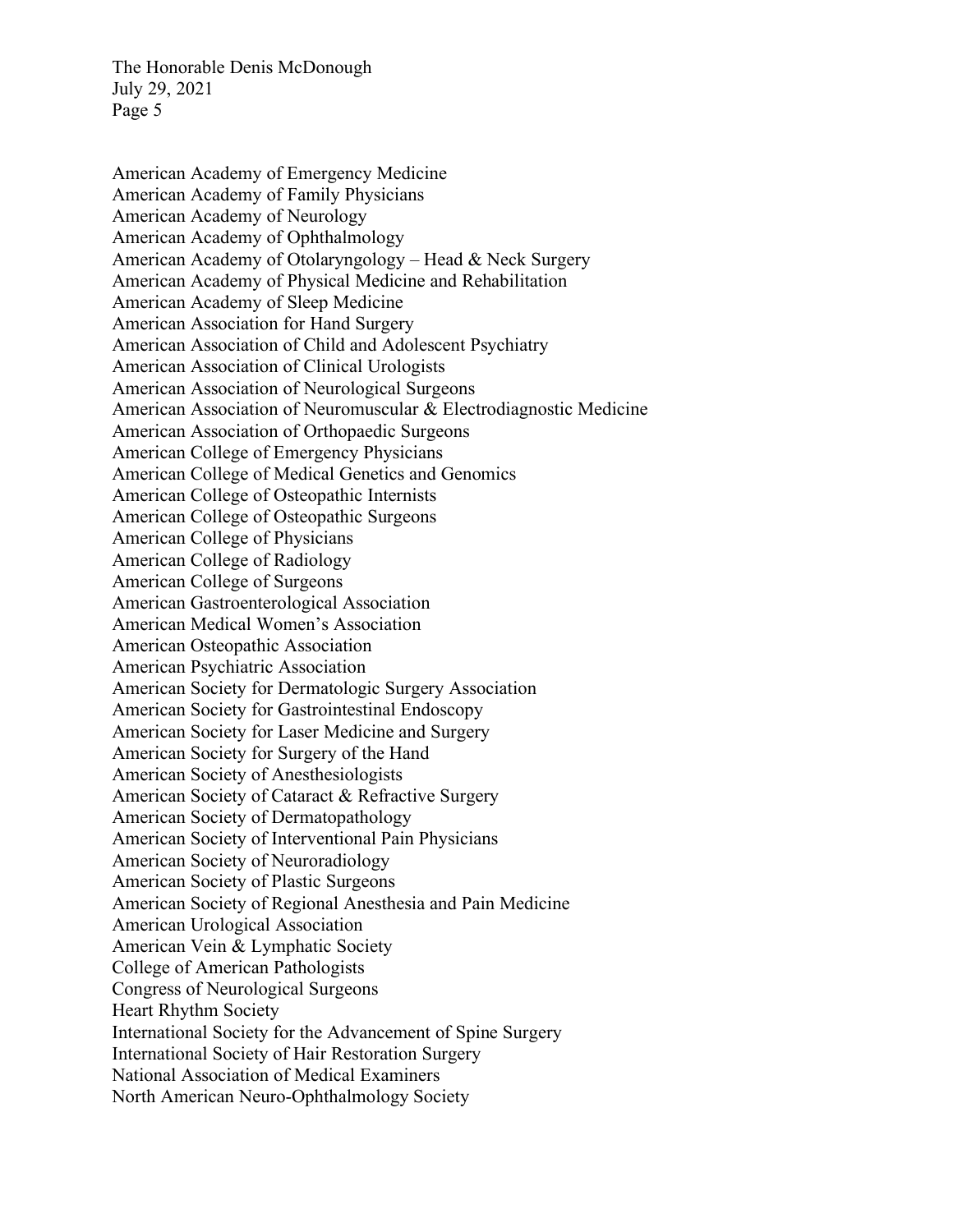American Academy of Emergency Medicine
American Academy of Family Physicians
American Academy of Neurology
American Academy of Ophthalmology
American Academy of Otolaryngology – Head & Neck Surgery
American Academy of Physical Medicine and Rehabilitation
American Academy of Sleep Medicine
American Association for Hand Surgery
American Association of Child and Adolescent Psychiatry
American Association of Clinical Urologists
American Association of Neurological Surgeons
American Association of Neuromuscular & Electrodiagnostic Medicine
American Association of Orthopaedic Surgeons
American College of Emergency Physicians
American College of Medical Genetics and Genomics
American College of Osteopathic Internists
American College of Osteopathic Surgeons
American College of Physicians
American College of Radiology
American College of Surgeons
American Gastroenterological Association
American Medical Women's Association
American Osteopathic Association
American Psychiatric Association
American Society for Dermatologic Surgery Association
American Society for Gastrointestinal Endoscopy
American Society for Laser Medicine and Surgery
American Society for Surgery of the Hand
American Society of Anesthesiologists
American Society of Cataract & Refractive Surgery
American Society of Dermatopathology
American Society of Interventional Pain Physicians
American Society of Neuroradiology
American Society of Plastic Surgeons
American Society of Regional Anesthesia and Pain Medicine
American Urological Association
American Vein & Lymphatic Society
College of American Pathologists
Congress of Neurological Surgeons
Heart Rhythm Society
International Society for the Advancement of Spine Surgery
International Society of Hair Restoration Surgery
National Association of Medical Examiners
North American Neuro-Ophthalmology Society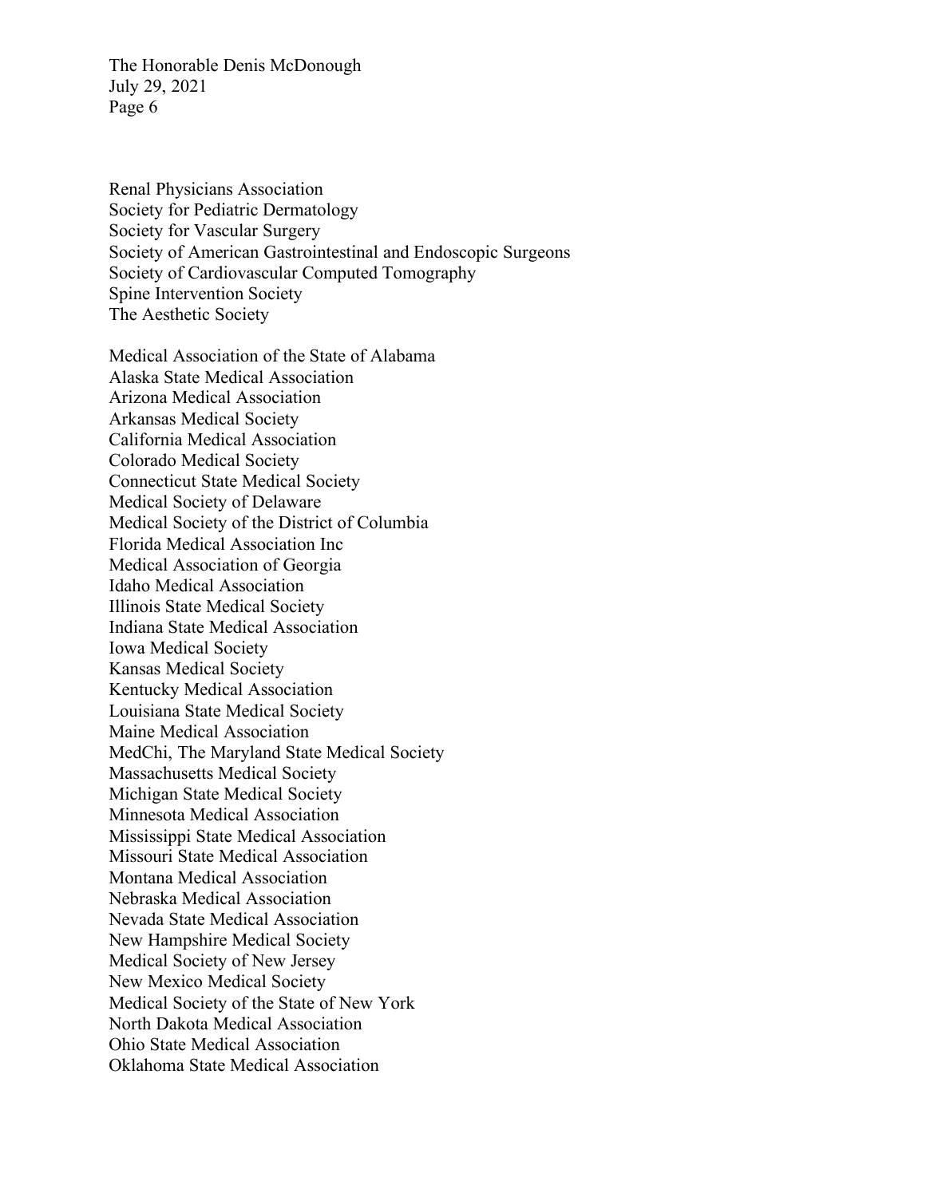Renal Physicians Association
Society for Pediatric Dermatology
Society for Vascular Surgery
Society of American Gastrointestinal and Endoscopic Surgeons
Society of Cardiovascular Computed Tomography
Spine Intervention Society
The Aesthetic Society

Medical Association of the State of Alabama
Alaska State Medical Association
Arizona Medical Association
Arkansas Medical Society
California Medical Association
Colorado Medical Society
Connecticut State Medical Society
Medical Society of Delaware
Medical Society of the District of Columbia
Florida Medical Association Inc
Medical Association of Georgia
Idaho Medical Association
Illinois State Medical Society
Indiana State Medical Association
Iowa Medical Society
Kansas Medical Society
Kentucky Medical Association
Louisiana State Medical Society
Maine Medical Association
MedChi, The Maryland State Medical Society
Massachusetts Medical Society
Michigan State Medical Society
Minnesota Medical Association
Mississippi State Medical Association
Missouri State Medical Association
Montana Medical Association
Nebraska Medical Association
Nevada State Medical Association
New Hampshire Medical Society
Medical Society of New Jersey
New Mexico Medical Society
Medical Society of the State of New York
North Dakota Medical Association
Ohio State Medical Association
Oklahoma State Medical Association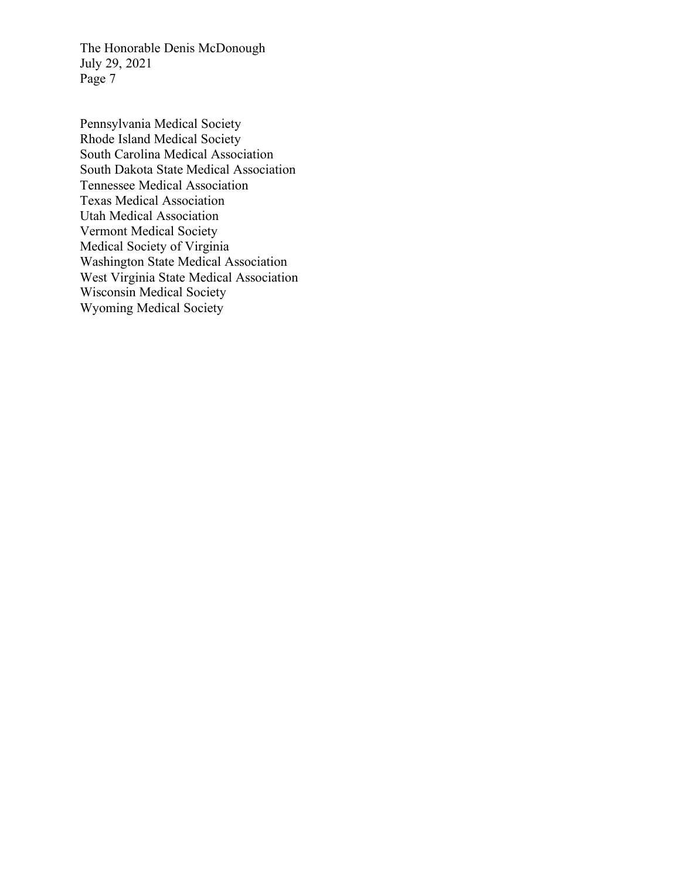Pennsylvania Medical Society
Rhode Island Medical Society
South Carolina Medical Association
South Dakota State Medical Association
Tennessee Medical Association
Texas Medical Association
Utah Medical Association
Vermont Medical Society
Medical Society of Virginia
Washington State Medical Association
West Virginia State Medical Association
Wisconsin Medical Society
Wyoming Medical Society